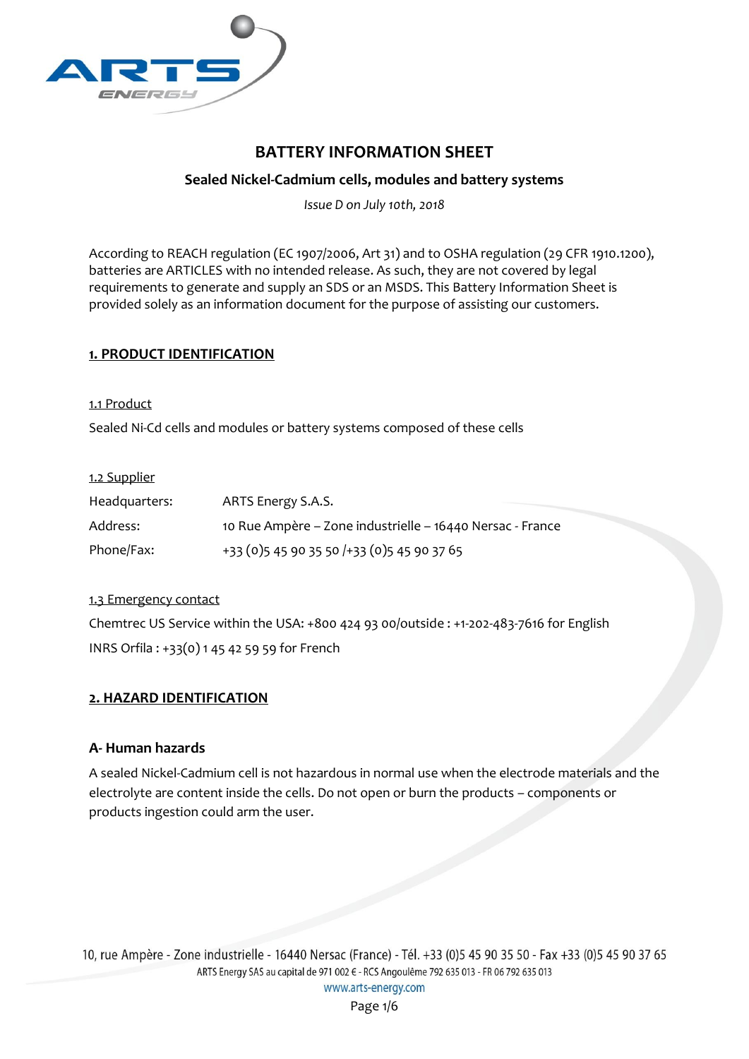# BATTERY INFORMATION SHEET

## Sealed Nickel-Cadmium cells, modules and battery systems

*Issue D on July 10th, 2018*

According to REACH regulation (EC 1907/2006, Art 31) and to OSHA regulation (29 CFR 1910.1200), batteries are ARTICLES with no intended release. As such, they are not covered by legal requirements to generate and supply an SDS or an MSDS. This Battery Information Sheet is provided solely as an information document for the purpose of assisting our customers.

## 1. PRODUCT IDENTIFICATION

### 1.1 Product

Sealed Ni-Cd cells and modules or battery systems composed of these cells

### 1.2 Supplier

| | |
|---|---|
| Headquarters: | ARTS Energy S.A.S. |
| Address: | 10 Rue Ampère – Zone industrielle – 16440 Nersac - France |
| Phone/Fax: | +33 (0)5 45 90 35 50 /+33 (0)5 45 90 37 65 |

### 1.3 Emergency contact

Chemtrec US Service within the USA: +800 424 93 00/outside : +1-202-483-7616 for English

INRS Orfila : +33(0) 1 45 42 59 59 for French

## 2. HAZARD IDENTIFICATION

### A- Human hazards

A sealed Nickel-Cadmium cell is not hazardous in normal use when the electrode materials and the electrolyte are content inside the cells. Do not open or burn the products – components or products ingestion could arm the user.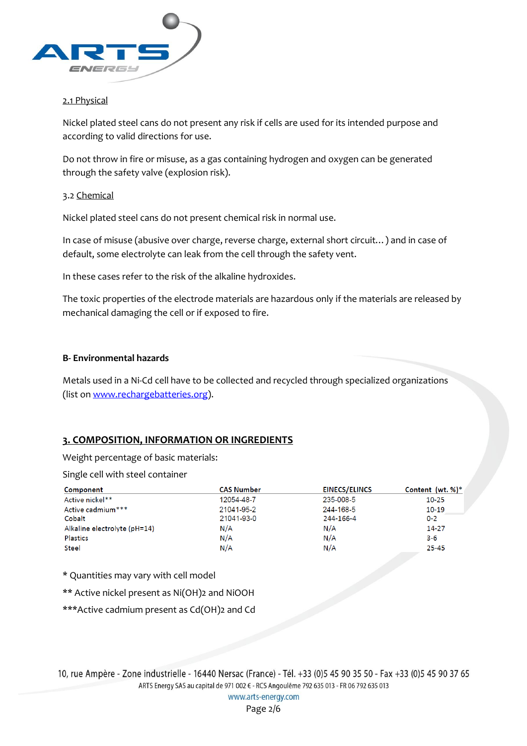2.1 Physical

Nickel plated steel cans do not present any risk if cells are used for its intended purpose and according to valid directions for use.

Do not throw in fire or misuse, as a gas containing hydrogen and oxygen can be generated through the safety valve (explosion risk).

3.2 Chemical

Nickel plated steel cans do not present chemical risk in normal use.

In case of misuse (abusive over charge, reverse charge, external short circuit… ) and in case of default, some electrolyte can leak from the cell through the safety vent.

In these cases refer to the risk of the alkaline hydroxides.

The toxic properties of the electrode materials are hazardous only if the materials are released by mechanical damaging the cell or if exposed to fire.

**B- Environmental hazards**

Metals used in a Ni-Cd cell have to be collected and recycled through specialized organizations (list on [www.rechargebatteries.org](http://www.rechargebatteries.org)).

## 3. COMPOSITION, INFORMATION OR INGREDIENTS

Weight percentage of basic materials:

Single cell with steel container

| Component | CAS Number | EINECS/ELINCS | Content (wt. %)* |
|---|---|---|---|
| Active nickel** | 12054-48-7 | 235-008-5 | 10-25 |
| Active cadmium*** | 21041-95-2 | 244-168-5 | 10-19 |
| Cobalt | 21041-93-0 | 244-166-4 | 0-2 |
| Alkaline electrolyte (pH=14) | N/A | N/A | 14-27 |
| Plastics | N/A | N/A | 3-6 |
| Steel | N/A | N/A | 25-45 |

* Quantities may vary with cell model

** Active nickel present as $Ni(OH)_2$ and NiOOH

***Active cadmium present as $Cd(OH)_2$ and Cd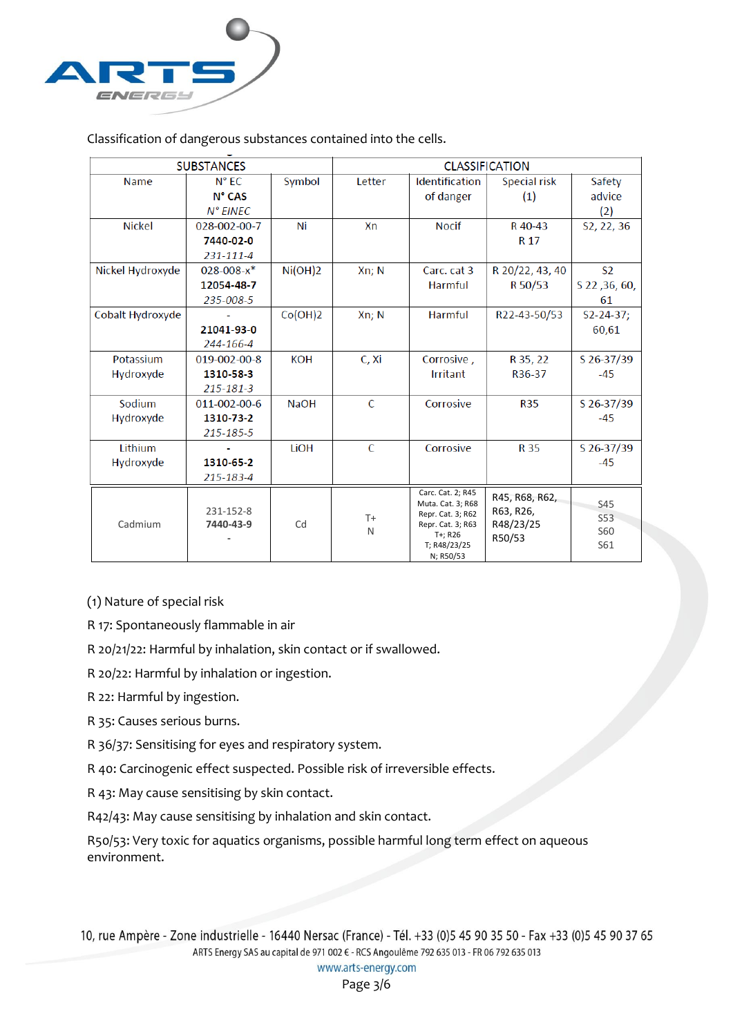Classification of dangerous substances contained into the cells.

| SUBSTANCES | | | CLASSIFICATION | | | |
|---|---|---|---|---|---|---|
| Name | N° EC<br>**N° CAS**<br>*N° EINEC* | Symbol | Letter | Identification of danger | Special risk (1) | Safety advice (2) |
| Nickel | 028-002-00-7<br>**7440-02-0**<br>*231-111-4* | Ni | Xn | Nocif | R 40-43<br>R 17 | S2, 22, 36 |
| Nickel Hydroxyde | 028-008-x*<br>**12054-48-7**<br>*235-008-5* | Ni(OH)2 | Xn; N | Carc. cat 3<br>Harmful | R 20/22, 43, 40<br>R 50/53 | S2<br>S 22 ,36, 60, 61 |
| Cobalt Hydroxyde | -<br>**21041-93-0**<br>*244-166-4* | Co(OH)2 | Xn; N | Harmful | R22-43-50/53 | S2-24-37; 60,61 |
| Potassium Hydroxyde | 019-002-00-8<br>**1310-58-3**<br>*215-181-3* | KOH | C, Xi | Corrosive ,<br>Irritant | R 35, 22<br>R36-37 | S 26-37/39 -45 |
| Sodium Hydroxyde | 011-002-00-6<br>**1310-73-2**<br>*215-185-5* | NaOH | C | Corrosive | R35 | S 26-37/39 -45 |
| Lithium Hydroxyde | -<br>**1310-65-2**<br>*215-183-4* | LiOH | C | Corrosive | R 35 | S 26-37/39 -45 |
| Cadmium | 231-152-8<br>**7440-43-9**<br>- | Cd | T+<br>N | Carc. Cat. 2; R45<br>Muta. Cat. 3; R68<br>Repr. Cat. 3; R62<br>Repr. Cat. 3; R63<br>T+; R26<br>T; R48/23/25<br>N; R50/53 | R45, R68, R62, R63, R26, R48/23/25<br>R50/53 | S45<br>S53<br>S60<br>S61 |

(1) Nature of special risk

R 17: Spontaneously flammable in air

R 20/21/22: Harmful by inhalation, skin contact or if swallowed.

R 20/22: Harmful by inhalation or ingestion.

R 22: Harmful by ingestion.

R 35: Causes serious burns.

R 36/37: Sensitising for eyes and respiratory system.

R 40: Carcinogenic effect suspected. Possible risk of irreversible effects.

R 43: May cause sensitising by skin contact.

R42/43: May cause sensitising by inhalation and skin contact.

R50/53: Very toxic for aquatics organisms, possible harmful long term effect on aqueous environment.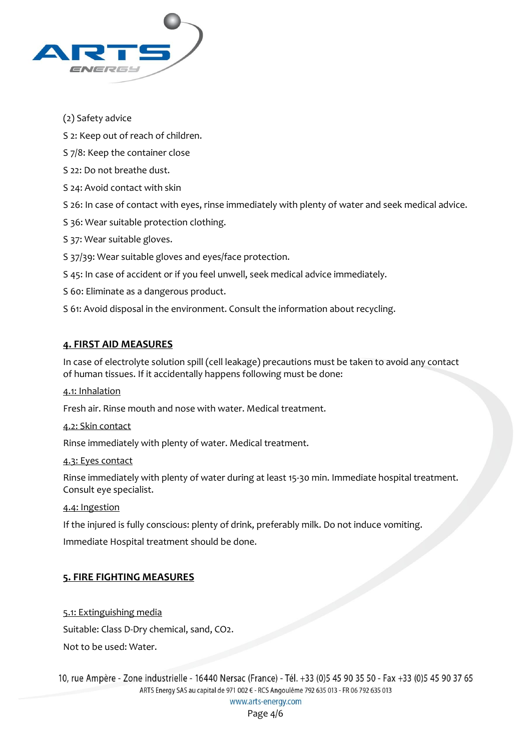(2) Safety advice

S 2: Keep out of reach of children.

S 7/8: Keep the container close

S 22: Do not breathe dust.

S 24: Avoid contact with skin

S 26: In case of contact with eyes, rinse immediately with plenty of water and seek medical advice.

S 36: Wear suitable protection clothing.

S 37: Wear suitable gloves.

S 37/39: Wear suitable gloves and eyes/face protection.

S 45: In case of accident or if you feel unwell, seek medical advice immediately.

S 60: Eliminate as a dangerous product.

S 61: Avoid disposal in the environment. Consult the information about recycling.

## 4. FIRST AID MEASURES

In case of electrolyte solution spill (cell leakage) precautions must be taken to avoid any contact of human tissues. If it accidentally happens following must be done:

### 4.1: Inhalation

Fresh air. Rinse mouth and nose with water. Medical treatment.

### 4.2: Skin contact

Rinse immediately with plenty of water. Medical treatment.

### 4.3: Eyes contact

Rinse immediately with plenty of water during at least 15-30 min. Immediate hospital treatment. Consult eye specialist.

### 4.4: Ingestion

If the injured is fully conscious: plenty of drink, preferably milk. Do not induce vomiting.

Immediate Hospital treatment should be done.

## 5. FIRE FIGHTING MEASURES

### 5.1: Extinguishing media

Suitable: Class D-Dry chemical, sand, $CO_2$.

Not to be used: Water.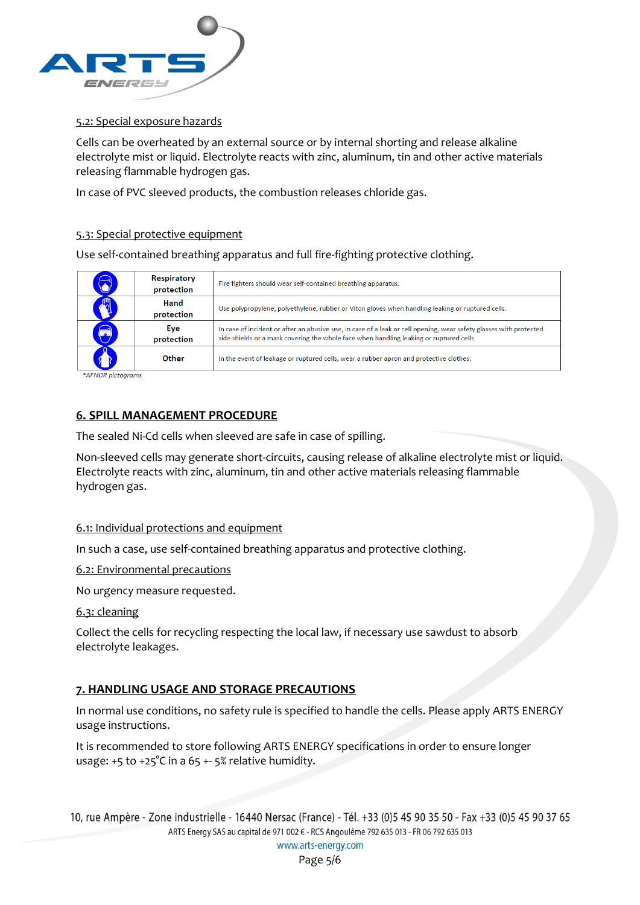#### 5.2: Special exposure hazards

Cells can be overheated by an external source or by internal shorting and release alkaline electrolyte mist or liquid. Electrolyte reacts with zinc, aluminum, tin and other active materials releasing flammable hydrogen gas.

In case of PVC sleeved products, the combustion releases chloride gas.

#### 5.3: Special protective equipment

Use self-contained breathing apparatus and full fire-fighting protective clothing.

| | | |
|---|---|---|
| | **Respiratory protection** | Fire fighters should wear self-contained breathing apparatus. |
| | **Hand protection** | Use polypropylene, polyethylene, rubber or Viton gloves when handling leaking or ruptured cells. |
| | **Eye protection** | In case of incident or after an abusive use, in case of a leak or cell opening, wear safety glasses with protected side shields or a mask covering the whole face when handling leaking or ruptured cells |
| | **Other** | In the event of leakage or ruptured cells, wear a rubber apron and protective clothes. |

*AFNOR pictograms

## 6. SPILL MANAGEMENT PROCEDURE

The sealed Ni-Cd cells when sleeved are safe in case of spilling.

Non-sleeved cells may generate short-circuits, causing release of alkaline electrolyte mist or liquid. Electrolyte reacts with zinc, aluminum, tin and other active materials releasing flammable hydrogen gas.

#### 6.1: Individual protections and equipment

In such a case, use self-contained breathing apparatus and protective clothing.

#### 6.2: Environmental precautions

No urgency measure requested.

#### 6.3: cleaning

Collect the cells for recycling respecting the local law, if necessary use sawdust to absorb electrolyte leakages.

## 7. HANDLING USAGE AND STORAGE PRECAUTIONS

In normal use conditions, no safety rule is specified to handle the cells. Please apply ARTS ENERGY usage instructions.

It is recommended to store following ARTS ENERGY specifications in order to ensure longer usage: +5 to +25°C in a 65 +- 5% relative humidity.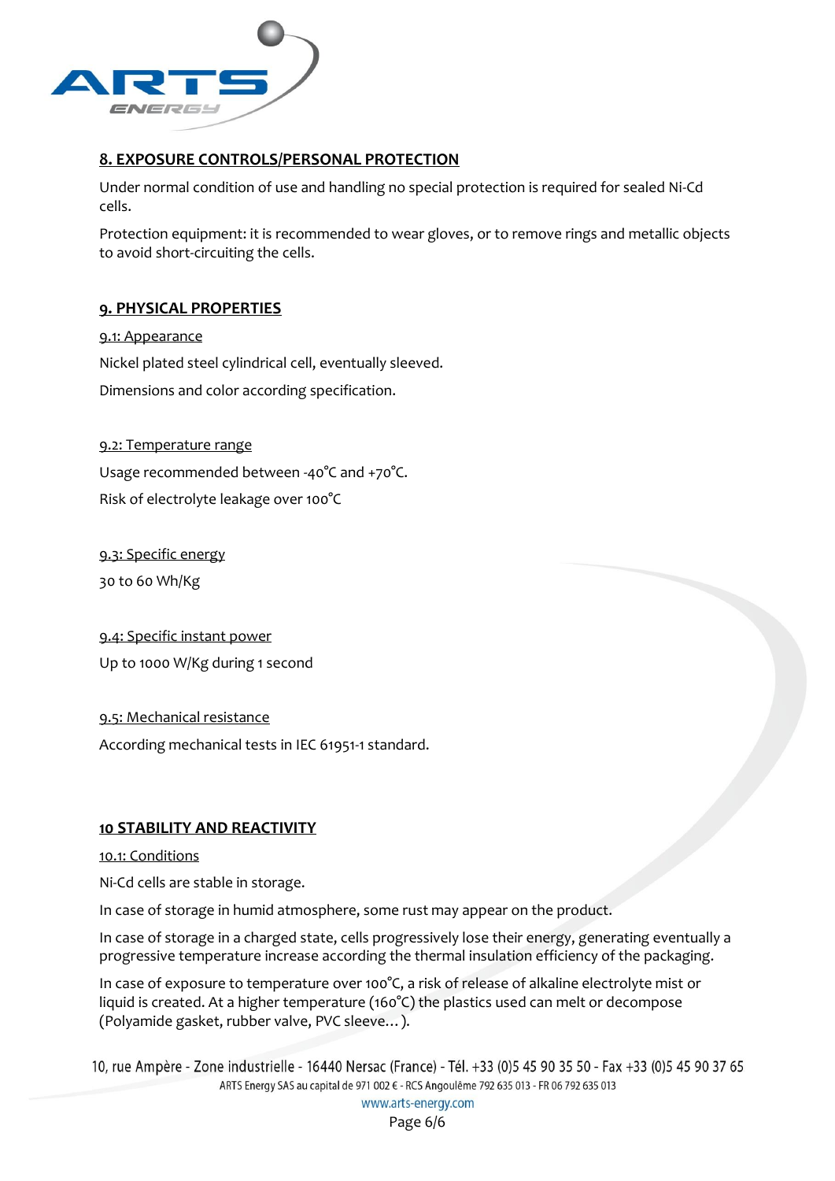## 8. EXPOSURE CONTROLS/PERSONAL PROTECTION

Under normal condition of use and handling no special protection is required for sealed Ni-Cd cells.

Protection equipment: it is recommended to wear gloves, or to remove rings and metallic objects to avoid short-circuiting the cells.

## 9. PHYSICAL PROPERTIES

### 9.1: Appearance

Nickel plated steel cylindrical cell, eventually sleeved.

Dimensions and color according specification.

### 9.2: Temperature range

Usage recommended between -40°C and +70°C.

Risk of electrolyte leakage over 100°C

### 9.3: Specific energy

30 to 60 Wh/Kg

### 9.4: Specific instant power

Up to 1000 W/Kg during 1 second

### 9.5: Mechanical resistance

According mechanical tests in IEC 61951-1 standard.

## 10 STABILITY AND REACTIVITY

### 10.1: Conditions

Ni-Cd cells are stable in storage.

In case of storage in humid atmosphere, some rust may appear on the product.

In case of storage in a charged state, cells progressively lose their energy, generating eventually a progressive temperature increase according the thermal insulation efficiency of the packaging.

In case of exposure to temperature over 100°C, a risk of release of alkaline electrolyte mist or liquid is created. At a higher temperature (160°C) the plastics used can melt or decompose (Polyamide gasket, rubber valve, PVC sleeve…).

10, rue Ampère - Zone industrielle - 16440 Nersac (France) - Tél. +33 (0)5 45 90 35 50 - Fax +33 (0)5 45 90 37 65
ARTS Energy SAS au capital de 971 002 € - RCS Angoulême 792 635 013 - FR 06 792 635 013
www.arts-energy.com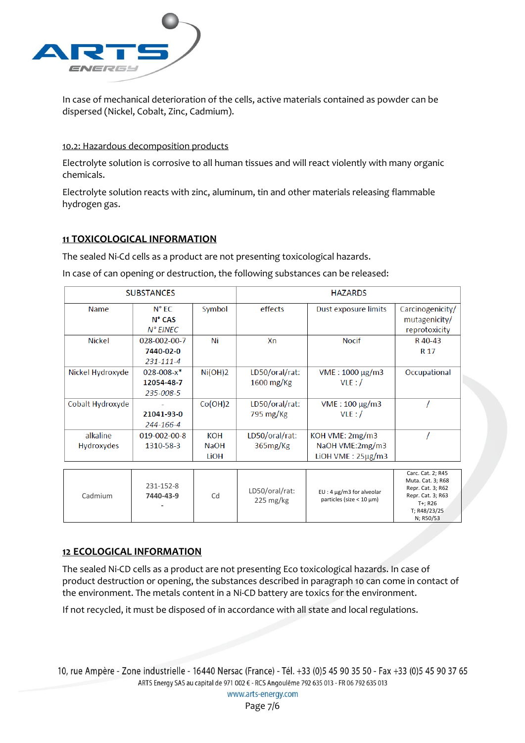In case of mechanical deterioration of the cells, active materials contained as powder can be dispersed (Nickel, Cobalt, Zinc, Cadmium).

10.2: Hazardous decomposition products

Electrolyte solution is corrosive to all human tissues and will react violently with many organic chemicals.

Electrolyte solution reacts with zinc, aluminum, tin and other materials releasing flammable hydrogen gas.

## 11 TOXICOLOGICAL INFORMATION

The sealed Ni-Cd cells as a product are not presenting toxicological hazards.

In case of can opening or destruction, the following substances can be released:

| SUBSTANCES | | | HAZARDS | | |
|---|---|---|---|---|---|
| Name | N° EC **N° CAS** *N° EINEC* | Symbol | effects | Dust exposure limits | Carcinogenicity/ mutagenicity/ reprotoxicity |
| Nickel | 028-002-00-7 **7440-02-0** *231-111-4* | Ni | Xn | Nocif | R 40-43 R 17 |
| Nickel Hydroxyde | 028-008-x* **12054-48-7** *235-008-5* | Ni(OH)2 | LD50/oral/rat: 1600 mg/Kg | VME : 1000 µg/m3 VLE : / | Occupational |
| Cobalt Hydroxyde | - **21041-93-0** *244-166-4* | Co(OH)2 | LD50/oral/rat: 795 mg/Kg | VME : 100 µg/m3 VLE : / | / |
| alkaline Hydroxydes | 019-002-00-8 1310-58-3 | KOH NaOH LiOH | LD50/oral/rat: 365mg/Kg | KOH VME: 2mg/m3 NaOH VME:2mg/m3 LiOH VME : 25µg/m3 | / |
| Cadmium | 231-152-8 **7440-43-9** - | Cd | LD50/oral/rat: 225 mg/kg | EU : 4 µg/m3 for alveolar particles (size < 10 µm) | Carc. Cat. 2; R45 Muta. Cat. 3; R68 Repr. Cat. 3; R62 Repr. Cat. 3; R63 T+; R26 T; R48/23/25 N; R50/53 |

## 12 ECOLOGICAL INFORMATION

The sealed Ni-CD cells as a product are not presenting Eco toxicological hazards. In case of product destruction or opening, the substances described in paragraph 10 can come in contact of the environment. The metals content in a Ni-CD battery are toxics for the environment.

If not recycled, it must be disposed of in accordance with all state and local regulations.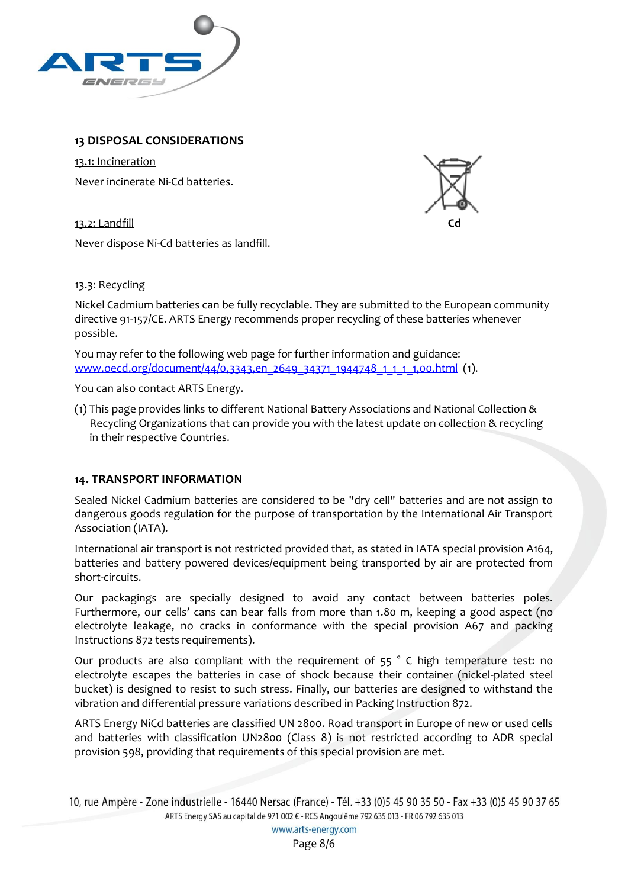## 13 DISPOSAL CONSIDERATIONS

13.1: Incineration

Never incinerate Ni-Cd batteries.

13.2: Landfill

Never dispose Ni-Cd batteries as landfill.

Cd

13.3: Recycling

Nickel Cadmium batteries can be fully recyclable. They are submitted to the European community directive 91-157/CE. ARTS Energy recommends proper recycling of these batteries whenever possible.

You may refer to the following web page for further information and guidance: www.oecd.org/document/44/0,3343,en_2649_34371_1944748_1_1_1_1,00.html (1).

You can also contact ARTS Energy.

(1) This page provides links to different National Battery Associations and National Collection & Recycling Organizations that can provide you with the latest update on collection & recycling in their respective Countries.

## 14. TRANSPORT INFORMATION

Sealed Nickel Cadmium batteries are considered to be "dry cell" batteries and are not assign to dangerous goods regulation for the purpose of transportation by the International Air Transport Association (IATA).

International air transport is not restricted provided that, as stated in IATA special provision A164, batteries and battery powered devices/equipment being transported by air are protected from short-circuits.

Our packagings are specially designed to avoid any contact between batteries poles. Furthermore, our cells' cans can bear falls from more than 1.80 m, keeping a good aspect (no electrolyte leakage, no cracks in conformance with the special provision A67 and packing Instructions 872 tests requirements).

Our products are also compliant with the requirement of 55 ° C high temperature test: no electrolyte escapes the batteries in case of shock because their container (nickel-plated steel bucket) is designed to resist to such stress. Finally, our batteries are designed to withstand the vibration and differential pressure variations described in Packing Instruction 872.

ARTS Energy NiCd batteries are classified UN 2800. Road transport in Europe of new or used cells and batteries with classification UN2800 (Class 8) is not restricted according to ADR special provision 598, providing that requirements of this special provision are met.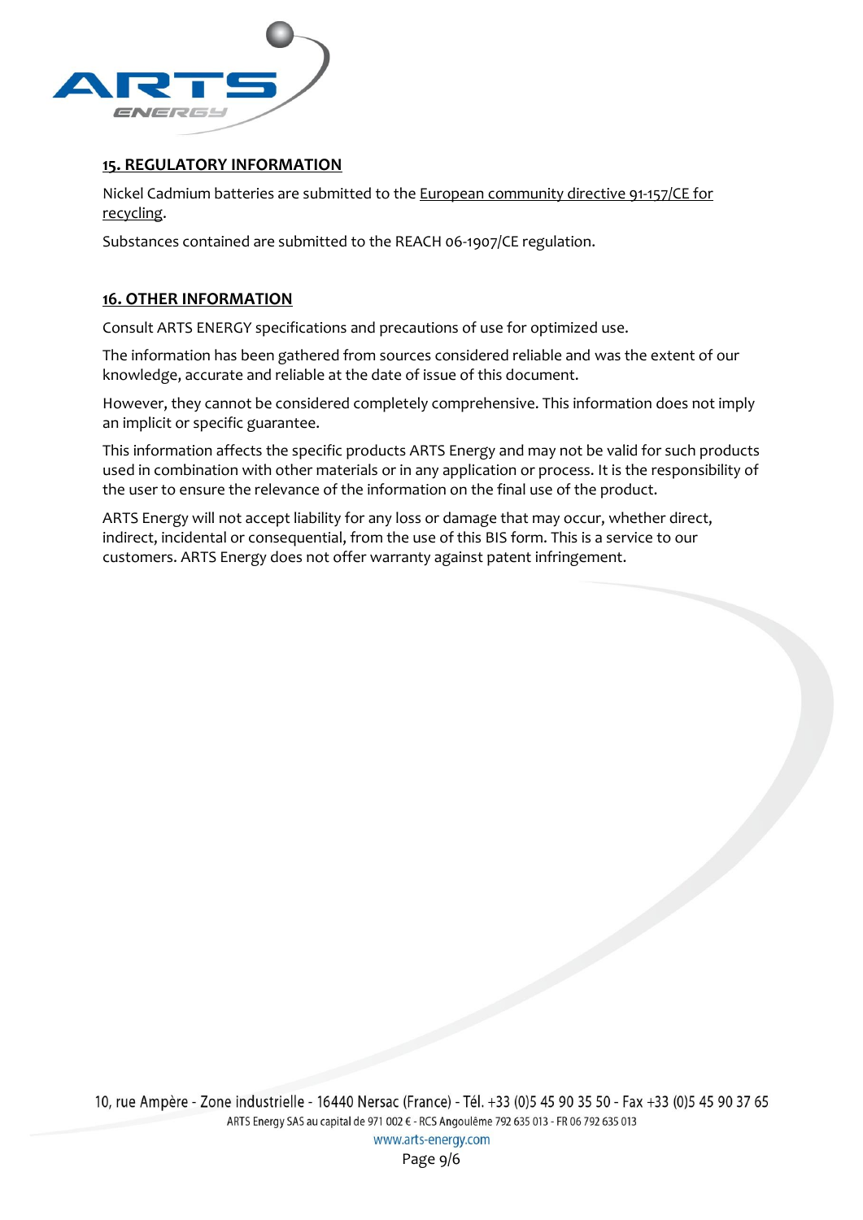## 15. REGULATORY INFORMATION

Nickel Cadmium batteries are submitted to the European community directive 91-157/CE for recycling.

Substances contained are submitted to the REACH 06-1907/CE regulation.

## 16. OTHER INFORMATION

Consult ARTS ENERGY specifications and precautions of use for optimized use.

The information has been gathered from sources considered reliable and was the extent of our knowledge, accurate and reliable at the date of issue of this document.

However, they cannot be considered completely comprehensive. This information does not imply an implicit or specific guarantee.

This information affects the specific products ARTS Energy and may not be valid for such products used in combination with other materials or in any application or process. It is the responsibility of the user to ensure the relevance of the information on the final use of the product.

ARTS Energy will not accept liability for any loss or damage that may occur, whether direct, indirect, incidental or consequential, from the use of this BIS form. This is a service to our customers. ARTS Energy does not offer warranty against patent infringement.